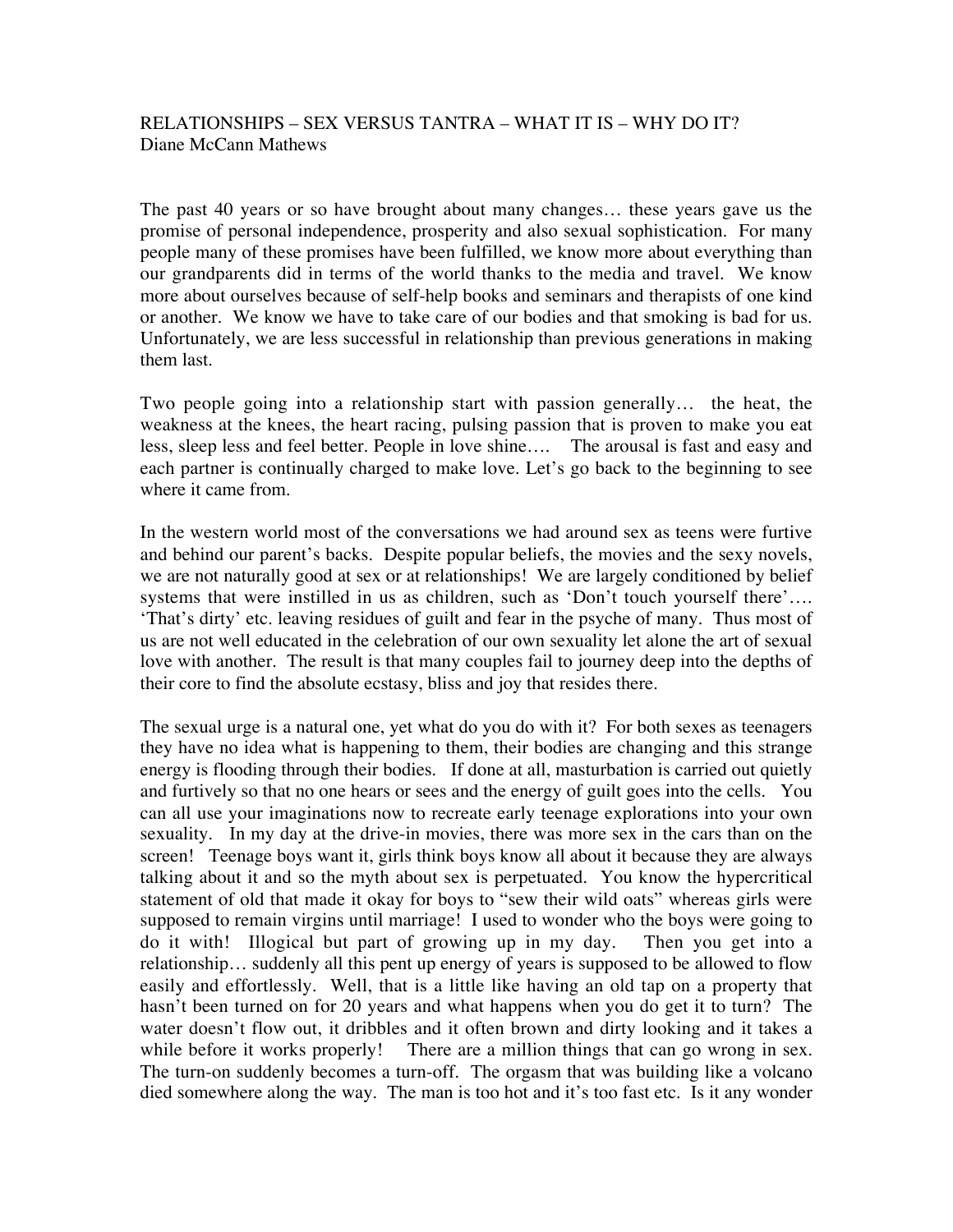RELATIONSHIPS – SEX VERSUS TANTRA – WHAT IT IS – WHY DO IT?
Diane McCann Mathews

The past 40 years or so have brought about many changes… these years gave us the promise of personal independence, prosperity and also sexual sophistication. For many people many of these promises have been fulfilled, we know more about everything than our grandparents did in terms of the world thanks to the media and travel. We know more about ourselves because of self-help books and seminars and therapists of one kind or another. We know we have to take care of our bodies and that smoking is bad for us. Unfortunately, we are less successful in relationship than previous generations in making them last.

Two people going into a relationship start with passion generally… the heat, the weakness at the knees, the heart racing, pulsing passion that is proven to make you eat less, sleep less and feel better. People in love shine…. The arousal is fast and easy and each partner is continually charged to make love. Let's go back to the beginning to see where it came from.

In the western world most of the conversations we had around sex as teens were furtive and behind our parent's backs. Despite popular beliefs, the movies and the sexy novels, we are not naturally good at sex or at relationships! We are largely conditioned by belief systems that were instilled in us as children, such as 'Don't touch yourself there'…. 'That's dirty' etc. leaving residues of guilt and fear in the psyche of many. Thus most of us are not well educated in the celebration of our own sexuality let alone the art of sexual love with another. The result is that many couples fail to journey deep into the depths of their core to find the absolute ecstasy, bliss and joy that resides there.

The sexual urge is a natural one, yet what do you do with it? For both sexes as teenagers they have no idea what is happening to them, their bodies are changing and this strange energy is flooding through their bodies. If done at all, masturbation is carried out quietly and furtively so that no one hears or sees and the energy of guilt goes into the cells. You can all use your imaginations now to recreate early teenage explorations into your own sexuality. In my day at the drive-in movies, there was more sex in the cars than on the screen! Teenage boys want it, girls think boys know all about it because they are always talking about it and so the myth about sex is perpetuated. You know the hypercritical statement of old that made it okay for boys to "sew their wild oats" whereas girls were supposed to remain virgins until marriage! I used to wonder who the boys were going to do it with! Illogical but part of growing up in my day. Then you get into a relationship… suddenly all this pent up energy of years is supposed to be allowed to flow easily and effortlessly. Well, that is a little like having an old tap on a property that hasn't been turned on for 20 years and what happens when you do get it to turn? The water doesn't flow out, it dribbles and it often brown and dirty looking and it takes a while before it works properly! There are a million things that can go wrong in sex. The turn-on suddenly becomes a turn-off. The orgasm that was building like a volcano died somewhere along the way. The man is too hot and it's too fast etc. Is it any wonder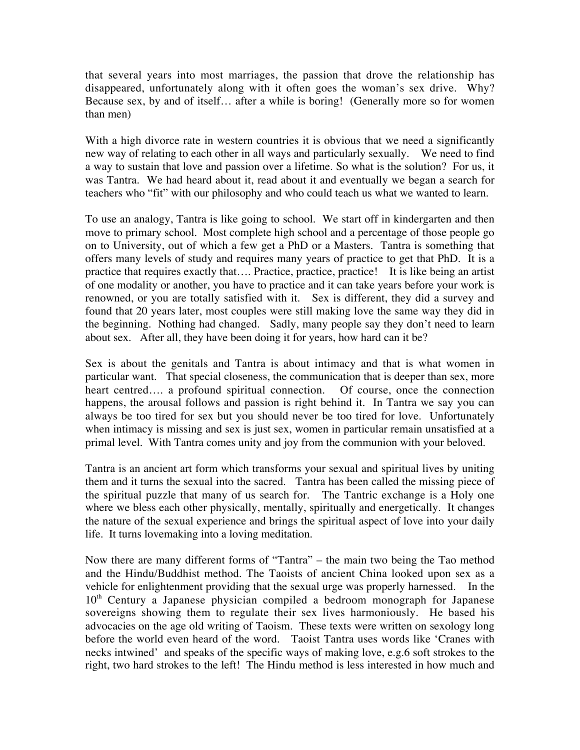that several years into most marriages, the passion that drove the relationship has disappeared, unfortunately along with it often goes the woman's sex drive. Why? Because sex, by and of itself… after a while is boring! (Generally more so for women than men)

With a high divorce rate in western countries it is obvious that we need a significantly new way of relating to each other in all ways and particularly sexually. We need to find a way to sustain that love and passion over a lifetime. So what is the solution? For us, it was Tantra. We had heard about it, read about it and eventually we began a search for teachers who "fit" with our philosophy and who could teach us what we wanted to learn.

To use an analogy, Tantra is like going to school. We start off in kindergarten and then move to primary school. Most complete high school and a percentage of those people go on to University, out of which a few get a PhD or a Masters. Tantra is something that offers many levels of study and requires many years of practice to get that PhD. It is a practice that requires exactly that…. Practice, practice, practice! It is like being an artist of one modality or another, you have to practice and it can take years before your work is renowned, or you are totally satisfied with it. Sex is different, they did a survey and found that 20 years later, most couples were still making love the same way they did in the beginning. Nothing had changed. Sadly, many people say they don't need to learn about sex. After all, they have been doing it for years, how hard can it be?

Sex is about the genitals and Tantra is about intimacy and that is what women in particular want. That special closeness, the communication that is deeper than sex, more heart centred…. a profound spiritual connection. Of course, once the connection happens, the arousal follows and passion is right behind it. In Tantra we say you can always be too tired for sex but you should never be too tired for love. Unfortunately when intimacy is missing and sex is just sex, women in particular remain unsatisfied at a primal level. With Tantra comes unity and joy from the communion with your beloved.

Tantra is an ancient art form which transforms your sexual and spiritual lives by uniting them and it turns the sexual into the sacred. Tantra has been called the missing piece of the spiritual puzzle that many of us search for. The Tantric exchange is a Holy one where we bless each other physically, mentally, spiritually and energetically. It changes the nature of the sexual experience and brings the spiritual aspect of love into your daily life. It turns lovemaking into a loving meditation.

Now there are many different forms of "Tantra" – the main two being the Tao method and the Hindu/Buddhist method. The Taoists of ancient China looked upon sex as a vehicle for enlightenment providing that the sexual urge was properly harnessed. In the 10th Century a Japanese physician compiled a bedroom monograph for Japanese sovereigns showing them to regulate their sex lives harmoniously. He based his advocacies on the age old writing of Taoism. These texts were written on sexology long before the world even heard of the word. Taoist Tantra uses words like 'Cranes with necks intwined' and speaks of the specific ways of making love, e.g.6 soft strokes to the right, two hard strokes to the left! The Hindu method is less interested in how much and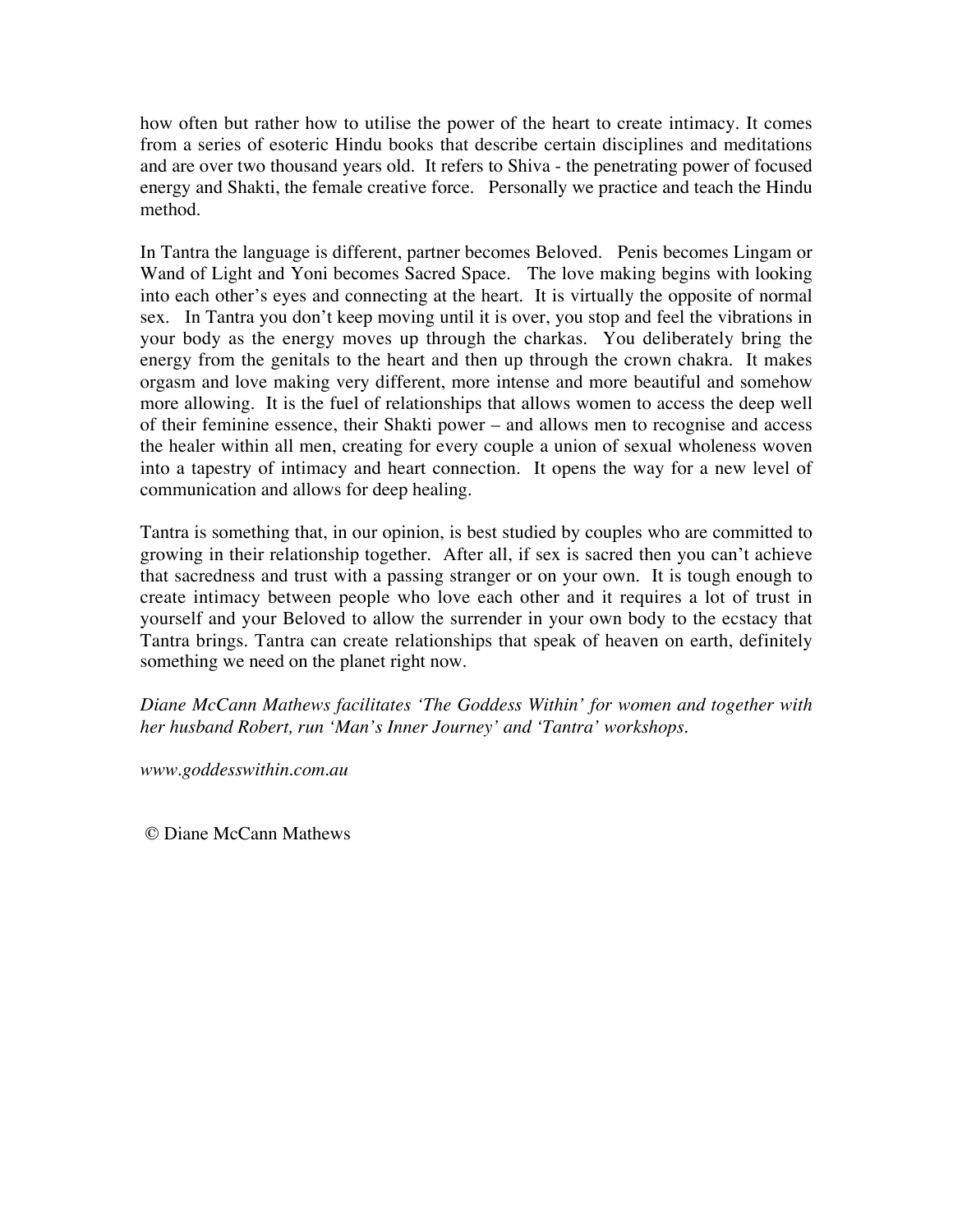how often but rather how to utilise the power of the heart to create intimacy. It comes from a series of esoteric Hindu books that describe certain disciplines and meditations and are over two thousand years old. It refers to Shiva - the penetrating power of focused energy and Shakti, the female creative force. Personally we practice and teach the Hindu method.

In Tantra the language is different, partner becomes Beloved. Penis becomes Lingam or Wand of Light and Yoni becomes Sacred Space. The love making begins with looking into each other's eyes and connecting at the heart. It is virtually the opposite of normal sex. In Tantra you don't keep moving until it is over, you stop and feel the vibrations in your body as the energy moves up through the charkas. You deliberately bring the energy from the genitals to the heart and then up through the crown chakra. It makes orgasm and love making very different, more intense and more beautiful and somehow more allowing. It is the fuel of relationships that allows women to access the deep well of their feminine essence, their Shakti power – and allows men to recognise and access the healer within all men, creating for every couple a union of sexual wholeness woven into a tapestry of intimacy and heart connection. It opens the way for a new level of communication and allows for deep healing.

Tantra is something that, in our opinion, is best studied by couples who are committed to growing in their relationship together. After all, if sex is sacred then you can't achieve that sacredness and trust with a passing stranger or on your own. It is tough enough to create intimacy between people who love each other and it requires a lot of trust in yourself and your Beloved to allow the surrender in your own body to the ecstacy that Tantra brings. Tantra can create relationships that speak of heaven on earth, definitely something we need on the planet right now.

*Diane McCann Mathews facilitates 'The Goddess Within' for women and together with her husband Robert, run 'Man's Inner Journey' and 'Tantra' workshops.*

*www.goddesswithin.com.au*

© Diane McCann Mathews